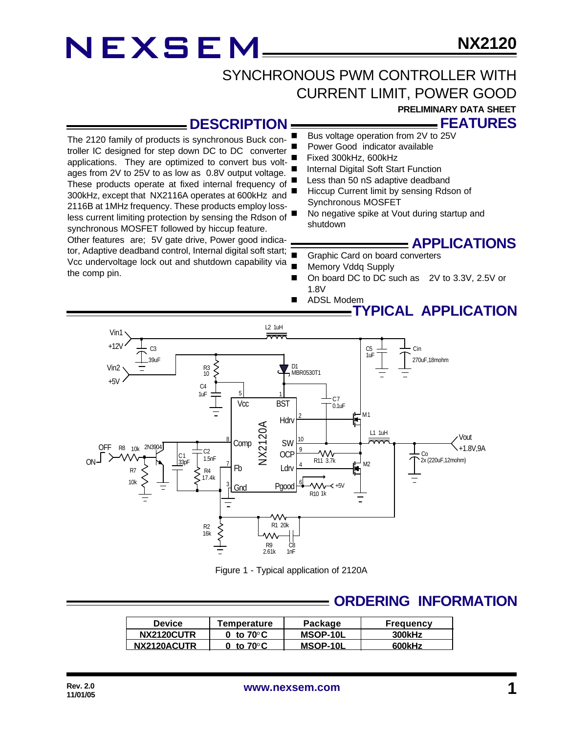# NEXSEM

# NX2120

## SYNCHRONOUS PWM CONTROLLER WITH CURRENT LIMIT, POWER GOOD

**PRELIMINARY DATA SHEET**

## DESCRIPTION

The 2120 family of products is synchronous Buck controller IC designed for step down DC to DC converter applications. They are optimized to convert bus voltages from 2V to 25V to as low as 0.8V output voltage. These products operate at fixed internal frequency of 300kHz, except that NX2116A operates at 600kHz and 2116B at 1MHz frequency. These products employ lossless current limiting protection by sensing the Rdson of synchronous MOSFET followed by hiccup feature.

Other features are; 5V gate drive, Power good indicator, Adaptive deadband control, Internal digital soft start; Vcc undervoltage lock out and shutdown capability via the comp pin.

## FEATURES

- Bus voltage operation from 2V to 25V
- Power Good indicator available
- Fixed 300kHz, 600kHz
- Internal Digital Soft Start Function
- Less than 50 nS adaptive deadband
- Hiccup Current limit by sensing Rdson of Synchronous MOSFET
- No negative spike at Vout during startup and shutdown

## APPLICATIONS

- Graphic Card on board converters
- Memory Vddq Supply
- On board DC to DC such as 2V to 3.3V, 2.5V or 1.8V
- ADSL Modem

## TYPICAL APPLICATION

Figure 1 - Typical application of 2120A

## ORDERING INFORMATION

| Device | Temperature | Package | Frequency |
|---|---|---|---|
| NX2120CUTR | 0 to 70°C | MSOP-10L | 300kHz |
| NX2120ACUTR | 0 to 70°C | MSOP-10L | 600kHz |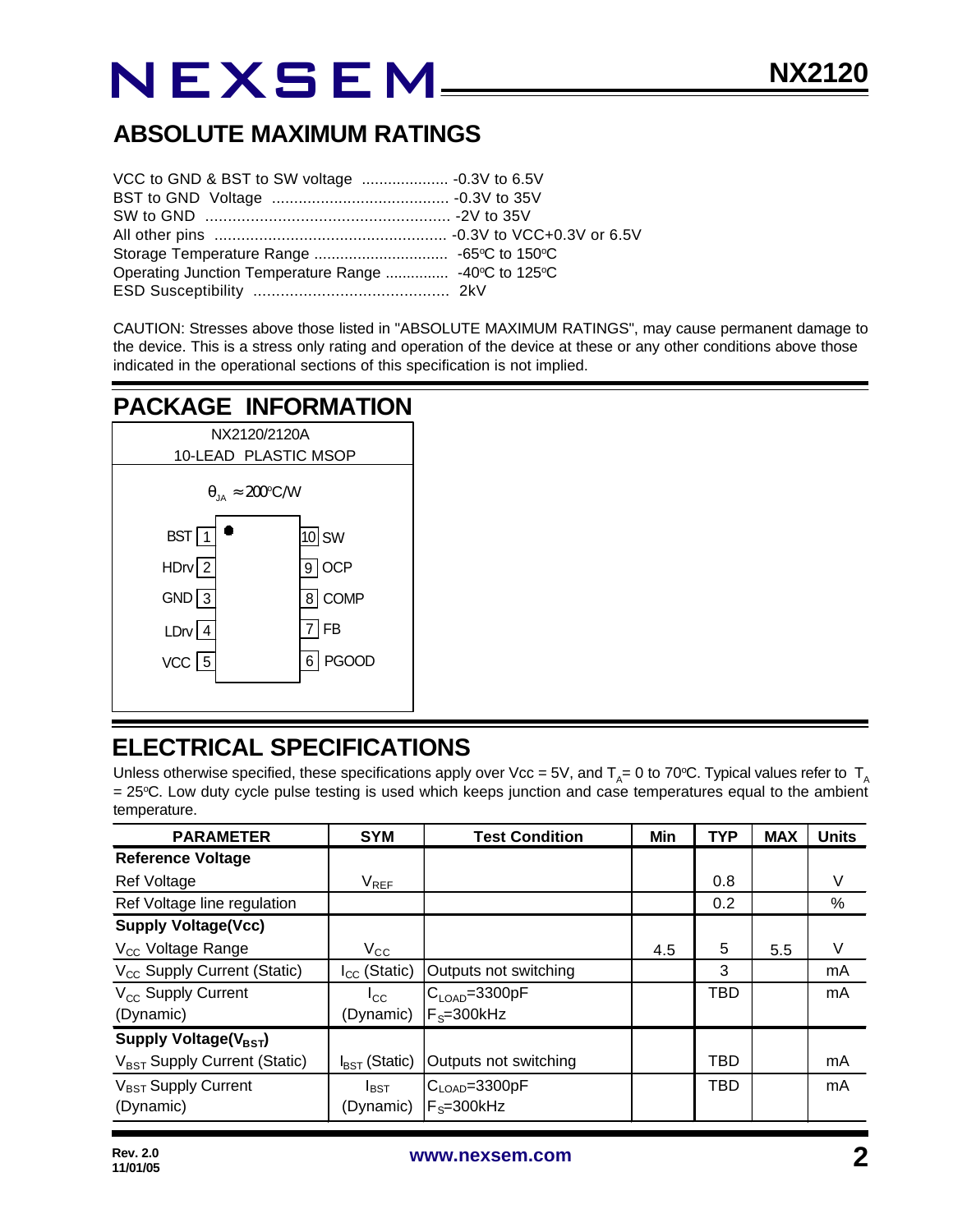## ABSOLUTE MAXIMUM RATINGS

VCC to GND & BST to SW voltage .................... -0.3V to 6.5V
BST to GND Voltage ........................................ -0.3V to 35V
SW to GND ...................................................... -2V to 35V
All other pins .................................................... -0.3V to VCC+0.3V or 6.5V
Storage Temperature Range .............................. -65°C to 150°C
Operating Junction Temperature Range .............. -40°C to 125°C
ESD Susceptibility ............................................ 2kV

CAUTION: Stresses above those listed in "ABSOLUTE MAXIMUM RATINGS", may cause permanent damage to the device. This is a stress only rating and operation of the device at these or any other conditions above those indicated in the operational sections of this specification is not implied.

## PACKAGE INFORMATION

NX2120/2120A
10-LEAD PLASTIC MSOP

$\theta_{JA} \approx 200°C/W$

| Pin | Name | Pin | Name |
|---|---|---|---|
| 1 | BST | 10 | SW |
| 2 | HDrv | 9 | OCP |
| 3 | GND | 8 | COMP |
| 4 | LDrv | 7 | FB |
| 5 | VCC | 6 | PGOOD |

## ELECTRICAL SPECIFICATIONS

Unless otherwise specified, these specifications apply over Vcc = 5V, and $T_A$= 0 to 70°C. Typical values refer to $T_A$ = 25°C. Low duty cycle pulse testing is used which keeps junction and case temperatures equal to the ambient temperature.

| PARAMETER | SYM | Test Condition | Min | TYP | MAX | Units |
|---|---|---|---|---|---|---|
| **Reference Voltage** | | | | | | |
| Ref Voltage | $V_{REF}$ | | | 0.8 | | V |
| Ref Voltage line regulation | | | | 0.2 | | % |
| **Supply Voltage(Vcc)** | | | | | | |
| $V_{CC}$ Voltage Range | $V_{CC}$ | | 4.5 | 5 | 5.5 | V |
| $V_{CC}$ Supply Current (Static) | $I_{CC}$ (Static) | Outputs not switching | | 3 | | mA |
| $V_{CC}$ Supply Current (Dynamic) | $I_{CC}$ (Dynamic) | $C_{LOAD}$=3300pF $F_S$=300kHz | | TBD | | mA |
| **Supply Voltage($V_{BST}$)** | | | | | | |
| $V_{BST}$ Supply Current (Static) | $I_{BST}$ (Static) | Outputs not switching | | TBD | | mA |
| $V_{BST}$ Supply Current (Dynamic) | $I_{BST}$ (Dynamic) | $C_{LOAD}$=3300pF $F_S$=300kHz | | TBD | | mA |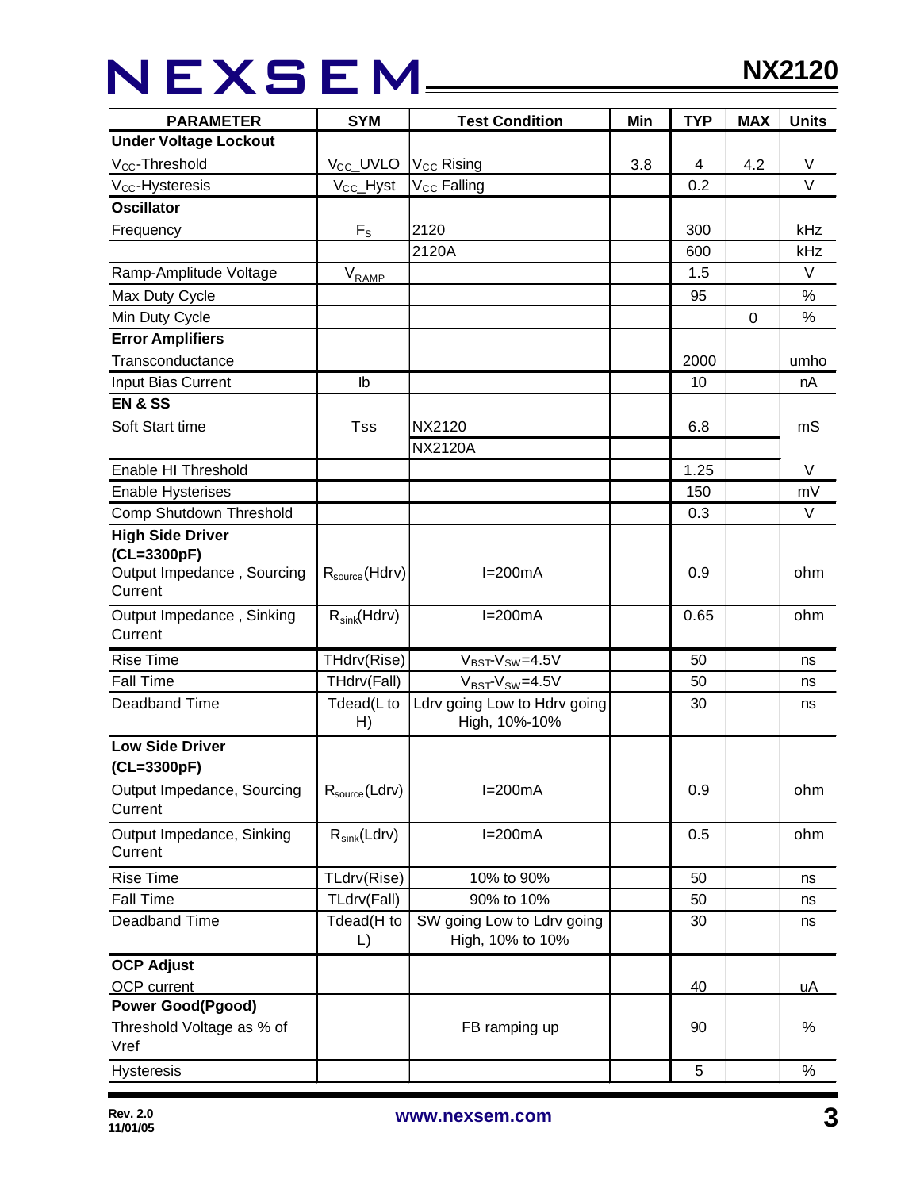| PARAMETER | SYM | Test Condition | Min | TYP | MAX | Units |
|---|---|---|---|---|---|---|
| **Under Voltage Lockout** | | | | | | |
| $V_{CC}$-Threshold | $V_{CC}$_UVLO | $V_{CC}$ Rising | 3.8 | 4 | 4.2 | V |
| $V_{CC}$-Hysteresis | $V_{CC}$_Hyst | $V_{CC}$ Falling | | 0.2 | | V |
| **Oscillator** | | | | | | |
| Frequency | $F_S$ | 2120 | | 300 | | kHz |
| | | 2120A | | 600 | | kHz |
| Ramp-Amplitude Voltage | $V_{RAMP}$ | | | 1.5 | | V |
| Max Duty Cycle | | | | 95 | | % |
| Min Duty Cycle | | | | | 0 | % |
| **Error Amplifiers** | | | | | | |
| Transconductance | | | | 2000 | | umho |
| Input Bias Current | Ib | | | 10 | | nA |
| **EN & SS** | | | | | | |
| Soft Start time | Tss | NX2120 | | 6.8 | | mS |
| | | NX2120A | | | | |
| Enable HI Threshold | | | | 1.25 | | V |
| Enable Hysterises | | | | 150 | | mV |
| Comp Shutdown Threshold | | | | 0.3 | | V |
| **High Side Driver (CL=3300pF)** | | | | | | |
| Output Impedance , Sourcing Current | $R_{source}$(Hdrv) | I=200mA | | 0.9 | | ohm |
| Output Impedance , Sinking Current | $R_{sink}$(Hdrv) | I=200mA | | 0.65 | | ohm |
| Rise Time | THdrv(Rise) | $V_{BST}$-$V_{SW}$=4.5V | | 50 | | ns |
| Fall Time | THdrv(Fall) | $V_{BST}$-$V_{SW}$=4.5V | | 50 | | ns |
| Deadband Time | Tdead(L to H) | Ldrv going Low to Hdrv going High, 10%-10% | | 30 | | ns |
| **Low Side Driver (CL=3300pF)** | | | | | | |
| Output Impedance, Sourcing Current | $R_{source}$(Ldrv) | I=200mA | | 0.9 | | ohm |
| Output Impedance, Sinking Current | $R_{sink}$(Ldrv) | I=200mA | | 0.5 | | ohm |
| Rise Time | TLdrv(Rise) | 10% to 90% | | 50 | | ns |
| Fall Time | TLdrv(Fall) | 90% to 10% | | 50 | | ns |
| Deadband Time | Tdead(H to L) | SW going Low to Ldrv going High, 10% to 10% | | 30 | | ns |
| **OCP Adjust** | | | | | | |
| OCP current | | | | 40 | | uA |
| **Power Good(Pgood)** | | | | | | |
| Threshold Voltage as % of Vref | | FB ramping up | | 90 | | % |
| Hysteresis | | | | 5 | | % |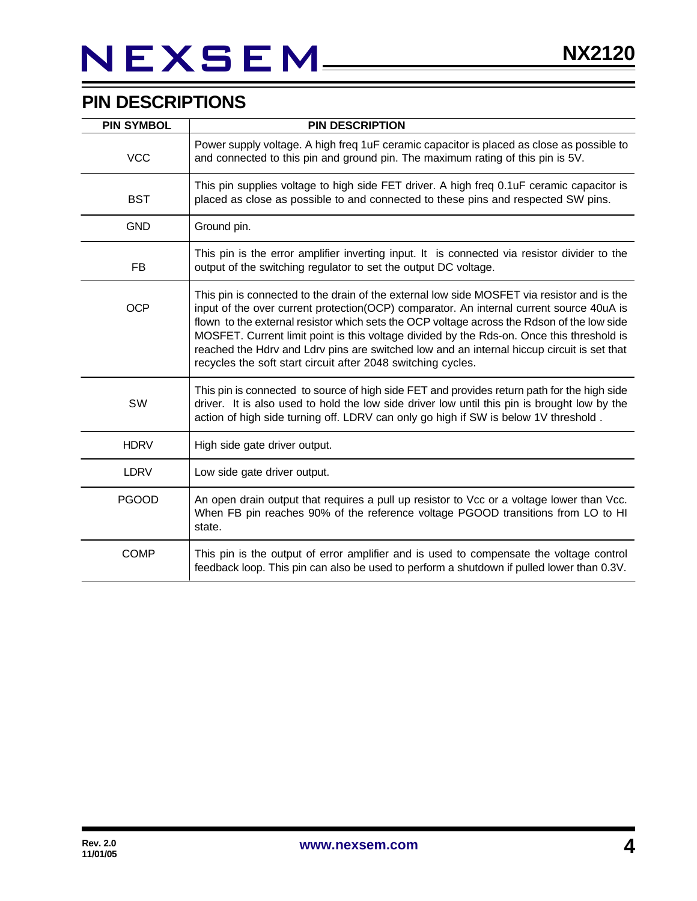## PIN DESCRIPTIONS

| PIN SYMBOL | PIN DESCRIPTION |
|---|---|
| VCC | Power supply voltage. A high freq 1uF ceramic capacitor is placed as close as possible to and connected to this pin and ground pin. The maximum rating of this pin is 5V. |
| BST | This pin supplies voltage to high side FET driver. A high freq 0.1uF ceramic capacitor is placed as close as possible to and connected to these pins and respected SW pins. |
| GND | Ground pin. |
| FB | This pin is the error amplifier inverting input. It is connected via resistor divider to the output of the switching regulator to set the output DC voltage. |
| OCP | This pin is connected to the drain of the external low side MOSFET via resistor and is the input of the over current protection(OCP) comparator. An internal current source 40uA is flown to the external resistor which sets the OCP voltage across the Rdson of the low side MOSFET. Current limit point is this voltage divided by the Rds-on. Once this threshold is reached the Hdrv and Ldrv pins are switched low and an internal hiccup circuit is set that recycles the soft start circuit after 2048 switching cycles. |
| SW | This pin is connected to source of high side FET and provides return path for the high side driver. It is also used to hold the low side driver low until this pin is brought low by the action of high side turning off. LDRV can only go high if SW is below 1V threshold . |
| HDRV | High side gate driver output. |
| LDRV | Low side gate driver output. |
| PGOOD | An open drain output that requires a pull up resistor to Vcc or a voltage lower than Vcc. When FB pin reaches 90% of the reference voltage PGOOD transitions from LO to HI state. |
| COMP | This pin is the output of error amplifier and is used to compensate the voltage control feedback loop. This pin can also be used to perform a shutdown if pulled lower than 0.3V. |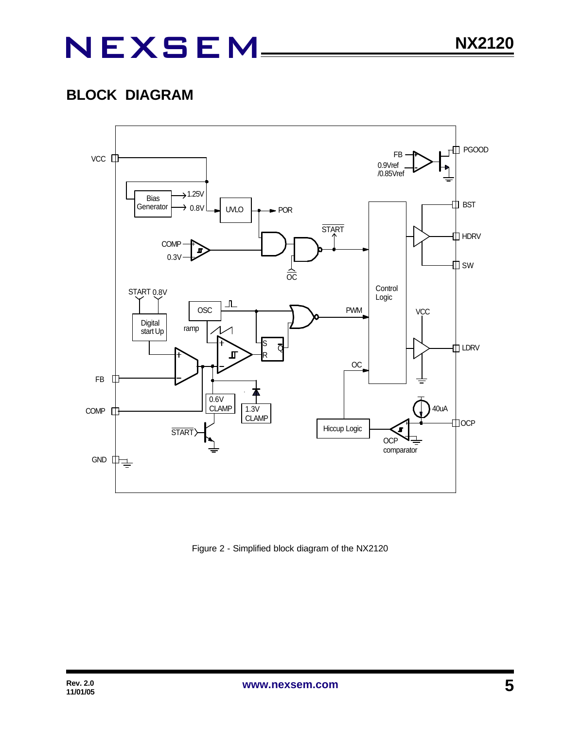## BLOCK DIAGRAM

Figure 2 - Simplified block diagram of the NX2120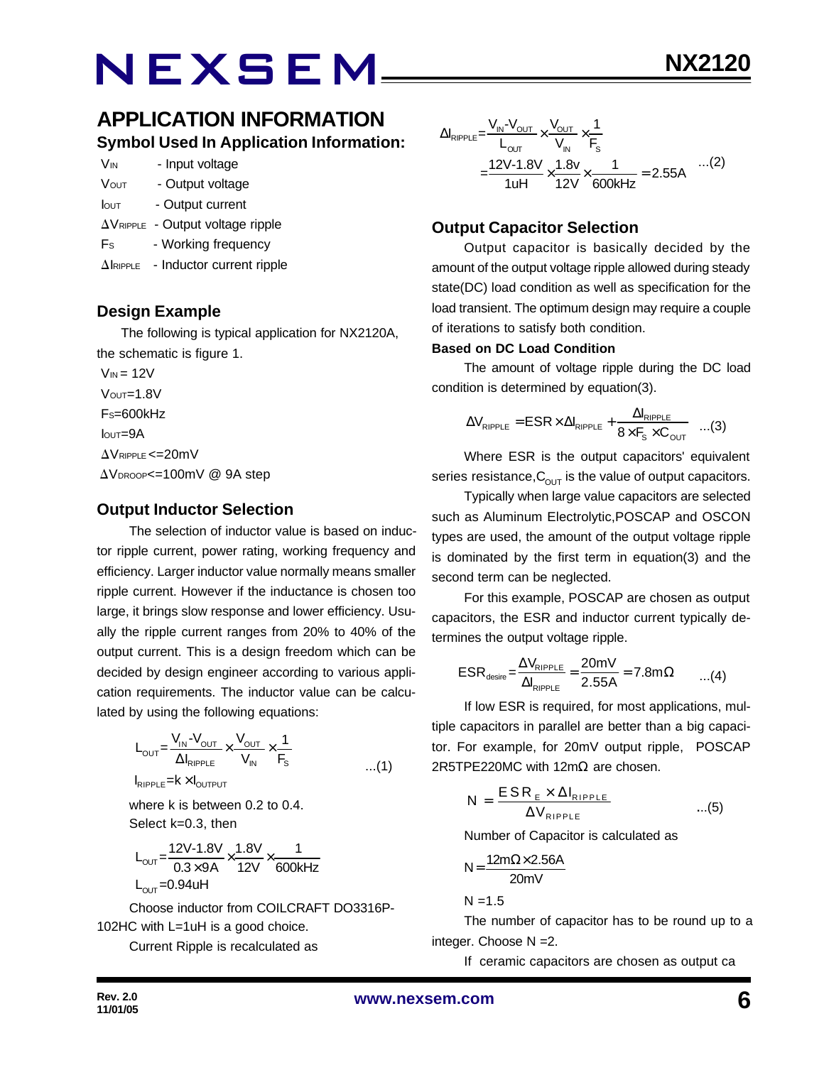## APPLICATION INFORMATION

### Symbol Used In Application Information:

$V_{IN}$ - Input voltage
$V_{OUT}$ - Output voltage
$I_{OUT}$ - Output current
$\Delta V_{RIPPLE}$ - Output voltage ripple
$F_S$ - Working frequency
$\Delta I_{RIPPLE}$ - Inductor current ripple

### Design Example

The following is typical application for NX2120A, the schematic is figure 1.

$V_{IN}$ = 12V
$V_{OUT}$=1.8V
$F_S$=600kHz
$I_{OUT}$=9A
$\Delta V_{RIPPLE}$<=20mV
$\Delta V_{DROOP}$<=100mV @ 9A step

### Output Inductor Selection

The selection of inductor value is based on inductor ripple current, power rating, working frequency and efficiency. Larger inductor value normally means smaller ripple current. However if the inductance is chosen too large, it brings slow response and lower efficiency. Usually the ripple current ranges from 20% to 40% of the output current. This is a design freedom which can be decided by design engineer according to various application requirements. The inductor value can be calculated by using the following equations:

$$L_{OUT}=\frac{V_{IN}-V_{OUT}}{\Delta I_{RIPPLE}}\times\frac{V_{OUT}}{V_{IN}}\times\frac{1}{F_S} \quad ...(1)$$

$$I_{RIPPLE}=k\times I_{OUTPUT}$$

where k is between 0.2 to 0.4.
Select k=0.3, then

$$L_{OUT}=\frac{12V-1.8V}{0.3\times 9A}\times\frac{1.8V}{12V}\times\frac{1}{600kHz}$$

$$L_{OUT}=0.94uH$$

Choose inductor from COILCRAFT DO3316P-102HC with L=1uH is a good choice.

Current Ripple is recalculated as

$$\Delta I_{RIPPLE}=\frac{V_{IN}-V_{OUT}}{L_{OUT}}\times\frac{V_{OUT}}{V_{IN}}\times\frac{1}{F_S}$$
$$=\frac{12V-1.8V}{1uH}\times\frac{1.8v}{12V}\times\frac{1}{600kHz}=2.55A \quad ...(2)$$

### Output Capacitor Selection

Output capacitor is basically decided by the amount of the output voltage ripple allowed during steady state(DC) load condition as well as specification for the load transient. The optimum design may require a couple of iterations to satisfy both condition.

**Based on DC Load Condition**

The amount of voltage ripple during the DC load condition is determined by equation(3).

$$\Delta V_{RIPPLE}=ESR\times\Delta I_{RIPPLE}+\frac{\Delta I_{RIPPLE}}{8\times F_S\times C_{OUT}} \quad ...(3)$$

Where ESR is the output capacitors' equivalent series resistance, $C_{OUT}$ is the value of output capacitors.

Typically when large value capacitors are selected such as Aluminum Electrolytic,POSCAP and OSCON types are used, the amount of the output voltage ripple is dominated by the first term in equation(3) and the second term can be neglected.

For this example, POSCAP are chosen as output capacitors, the ESR and inductor current typically determines the output voltage ripple.

$$ESR_{desire}=\frac{\Delta V_{RIPPLE}}{\Delta I_{RIPPLE}}=\frac{20mV}{2.55A}=7.8m\Omega \quad ...(4)$$

If low ESR is required, for most applications, multiple capacitors in parallel are better than a big capacitor. For example, for 20mV output ripple, POSCAP 2R5TPE220MC with 12mΩ are chosen.

$$N=\frac{ESR_E\times\Delta I_{RIPPLE}}{\Delta V_{RIPPLE}} \quad ...(5)$$

Number of Capacitor is calculated as

$$N=\frac{12m\Omega\times 2.56A}{20mV}$$

$$N=1.5$$

The number of capacitor has to be round up to a integer. Choose N =2.

If ceramic capacitors are chosen as output ca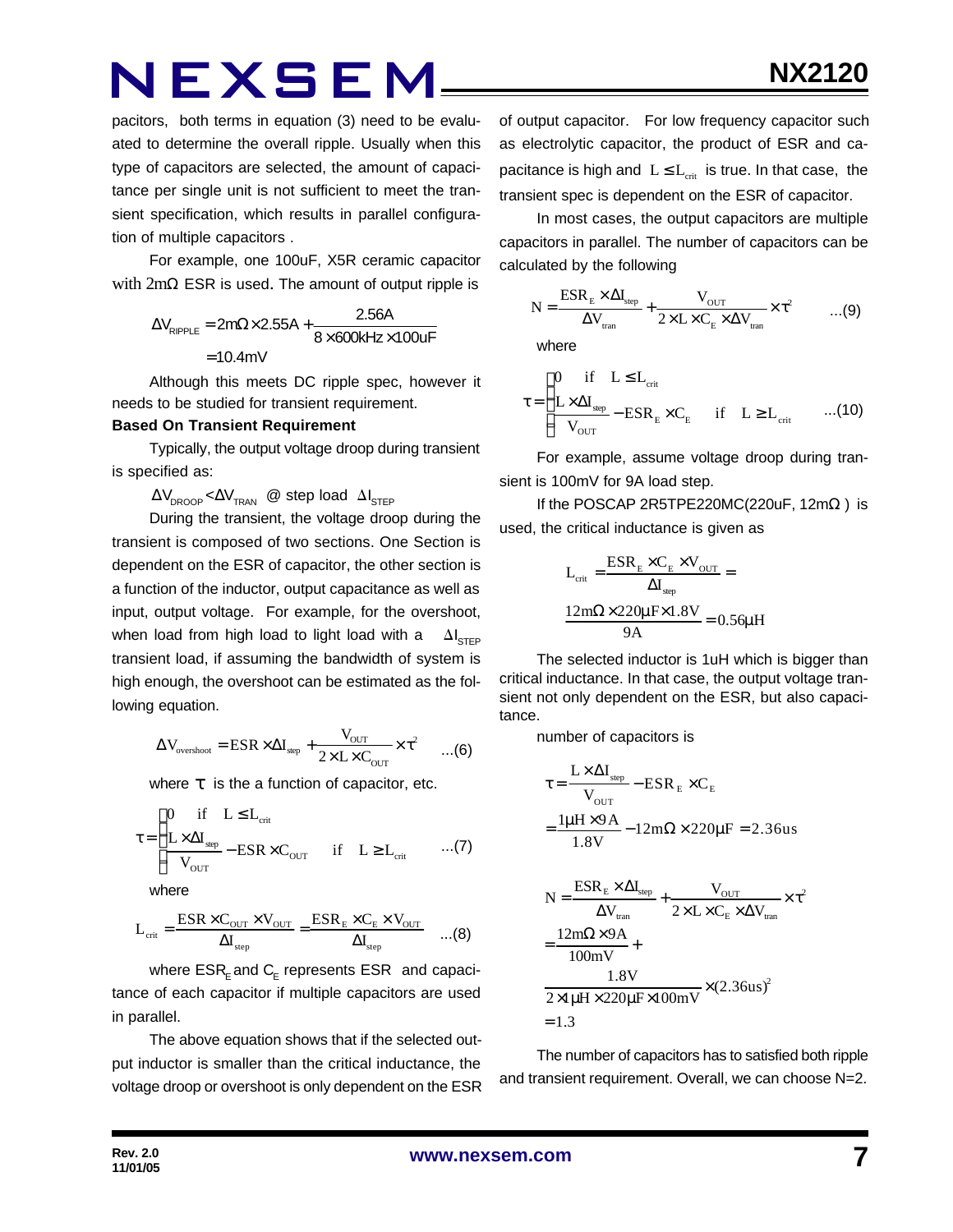pacitors, both terms in equation (3) need to be evaluated to determine the overall ripple. Usually when this type of capacitors are selected, the amount of capacitance per single unit is not sufficient to meet the transient specification, which results in parallel configuration of multiple capacitors .

For example, one 100uF, X5R ceramic capacitor with 2mΩ ESR is used. The amount of output ripple is

$$\Delta V_{RIPPLE} = 2m\Omega \times 2.55A + \frac{2.56A}{8 \times 600kHz \times 100uF}$$
$$= 10.4mV$$

Although this meets DC ripple spec, however it needs to be studied for transient requirement.

**Based On Transient Requirement**

Typically, the output voltage droop during transient is specified as:

$\Delta V_{DROOP} < \Delta V_{TRAN}$ @ step load $\Delta I_{STEP}$

During the transient, the voltage droop during the transient is composed of two sections. One Section is dependent on the ESR of capacitor, the other section is a function of the inductor, output capacitance as well as input, output voltage. For example, for the overshoot, when load from high load to light load with a $\Delta I_{STEP}$ transient load, if assuming the bandwidth of system is high enough, the overshoot can be estimated as the following equation.

$$\Delta V_{overshoot} = ESR \times \Delta I_{step} + \frac{V_{OUT}}{2 \times L \times C_{OUT}} \times \tau^2 \quad ...(6)$$

where $\tau$ is the a function of capacitor, etc.

$$\tau = \begin{cases} 0 & \text{if} \quad L \leq L_{crit} \\ \frac{L \times \Delta I_{step}}{V_{OUT}} - ESR \times C_{OUT} & \text{if} \quad L \geq L_{crit} \end{cases} \quad ...(7)$$

where

$$L_{crit} = \frac{ESR \times C_{OUT} \times V_{OUT}}{\Delta I_{step}} = \frac{ESR_E \times C_E \times V_{OUT}}{\Delta I_{step}} \quad ...(8)$$

where $ESR_E$ and $C_E$ represents ESR and capacitance of each capacitor if multiple capacitors are used in parallel.

The above equation shows that if the selected output inductor is smaller than the critical inductance, the voltage droop or overshoot is only dependent on the ESR of output capacitor. For low frequency capacitor such as electrolytic capacitor, the product of ESR and capacitance is high and $L \leq L_{crit}$ is true. In that case, the transient spec is dependent on the ESR of capacitor.

In most cases, the output capacitors are multiple capacitors in parallel. The number of capacitors can be calculated by the following

$$N = \frac{ESR_E \times \Delta I_{step}}{\Delta V_{tran}} + \frac{V_{OUT}}{2 \times L \times C_E \times \Delta V_{tran}} \times \tau^2 \quad ...(9)$$

where

$$\tau = \begin{cases} 0 & \text{if} \quad L \leq L_{crit} \\ \frac{L \times \Delta I_{step}}{V_{OUT}} - ESR_E \times C_E & \text{if} \quad L \geq L_{crit} \end{cases} \quad ...(10)$$

For example, assume voltage droop during transient is 100mV for 9A load step.

If the POSCAP 2R5TPE220MC(220uF, 12mΩ) is used, the critical inductance is given as

$$L_{crit} = \frac{ESR_E \times C_E \times V_{OUT}}{\Delta I_{step}} =$$
$$\frac{12m\Omega \times 220\mu F \times 1.8V}{9A} = 0.56\mu H$$

The selected inductor is 1uH which is bigger than critical inductance. In that case, the output voltage transient not only dependent on the ESR, but also capacitance.

number of capacitors is

$$\tau = \frac{L \times \Delta I_{step}}{V_{OUT}} - ESR_E \times C_E$$
$$= \frac{1\mu H \times 9A}{1.8V} - 12m\Omega \times 220\mu F = 2.36us$$

$$N = \frac{ESR_E \times \Delta I_{step}}{\Delta V_{tran}} + \frac{V_{OUT}}{2 \times L \times C_E \times \Delta V_{tran}} \times \tau^2$$
$$= \frac{12m\Omega \times 9A}{100mV} +$$
$$\frac{1.8V}{2 \times 1\mu H \times 220\mu F \times 100mV} \times (2.36us)^2$$
$$= 1.3$$

The number of capacitors has to satisfied both ripple and transient requirement. Overall, we can choose N=2.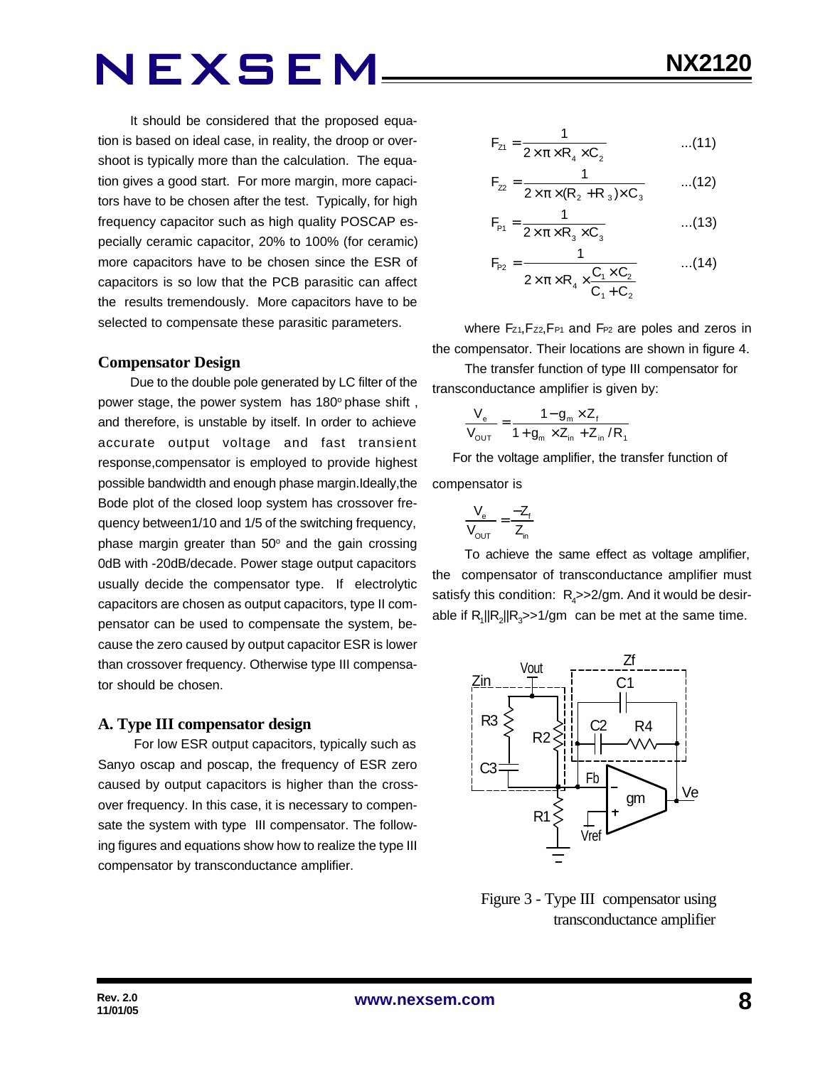It should be considered that the proposed equation is based on ideal case, in reality, the droop or overshoot is typically more than the calculation. The equation gives a good start. For more margin, more capacitors have to be chosen after the test. Typically, for high frequency capacitor such as high quality POSCAP especially ceramic capacitor, 20% to 100% (for ceramic) more capacitors have to be chosen since the ESR of capacitors is so low that the PCB parasitic can affect the results tremendously. More capacitors have to be selected to compensate these parasitic parameters.

## Compensator Design

Due to the double pole generated by LC filter of the power stage, the power system has 180° phase shift , and therefore, is unstable by itself. In order to achieve accurate output voltage and fast transient response,compensator is employed to provide highest possible bandwidth and enough phase margin.Ideally,the Bode plot of the closed loop system has crossover frequency between1/10 and 1/5 of the switching frequency, phase margin greater than 50° and the gain crossing 0dB with -20dB/decade. Power stage output capacitors usually decide the compensator type. If electrolytic capacitors are chosen as output capacitors, type II compensator can be used to compensate the system, because the zero caused by output capacitor ESR is lower than crossover frequency. Otherwise type III compensator should be chosen.

## A. Type III compensator design

For low ESR output capacitors, typically such as Sanyo oscap and poscap, the frequency of ESR zero caused by output capacitors is higher than the crossover frequency. In this case, it is necessary to compensate the system with type III compensator. The following figures and equations show how to realize the type III compensator by transconductance amplifier.

$$F_{Z1} = \frac{1}{2\times\pi\times R_4\times C_2} \qquad ...(11)$$

$$F_{Z2} = \frac{1}{2\times\pi\times(R_2+R_3)\times C_3} \qquad ...(12)$$

$$F_{P1} = \frac{1}{2\times\pi\times R_3\times C_3} \qquad ...(13)$$

$$F_{P2} = \frac{1}{2\times\pi\times R_4\times\frac{C_1\times C_2}{C_1+C_2}} \qquad ...(14)$$

where $F_{Z1}$,$F_{Z2}$,$F_{P1}$ and $F_{P2}$ are poles and zeros in the compensator. Their locations are shown in figure 4.

The transfer function of type III compensator for transconductance amplifier is given by:

$$\frac{V_e}{V_{OUT}} = \frac{1-g_m\times Z_f}{1+g_m\times Z_{in}+Z_{in}/R_1}$$

For the voltage amplifier, the transfer function of compensator is

$$\frac{V_e}{V_{OUT}} = \frac{-Z_f}{Z_{in}}$$

To achieve the same effect as voltage amplifier, the compensator of transconductance amplifier must satisfy this condition: $R_4$>>2/gm. And it would be desirable if $R_1||R_2||R_3$>>1/gm can be met at the same time.

Figure 3 - Type III compensator using transconductance amplifier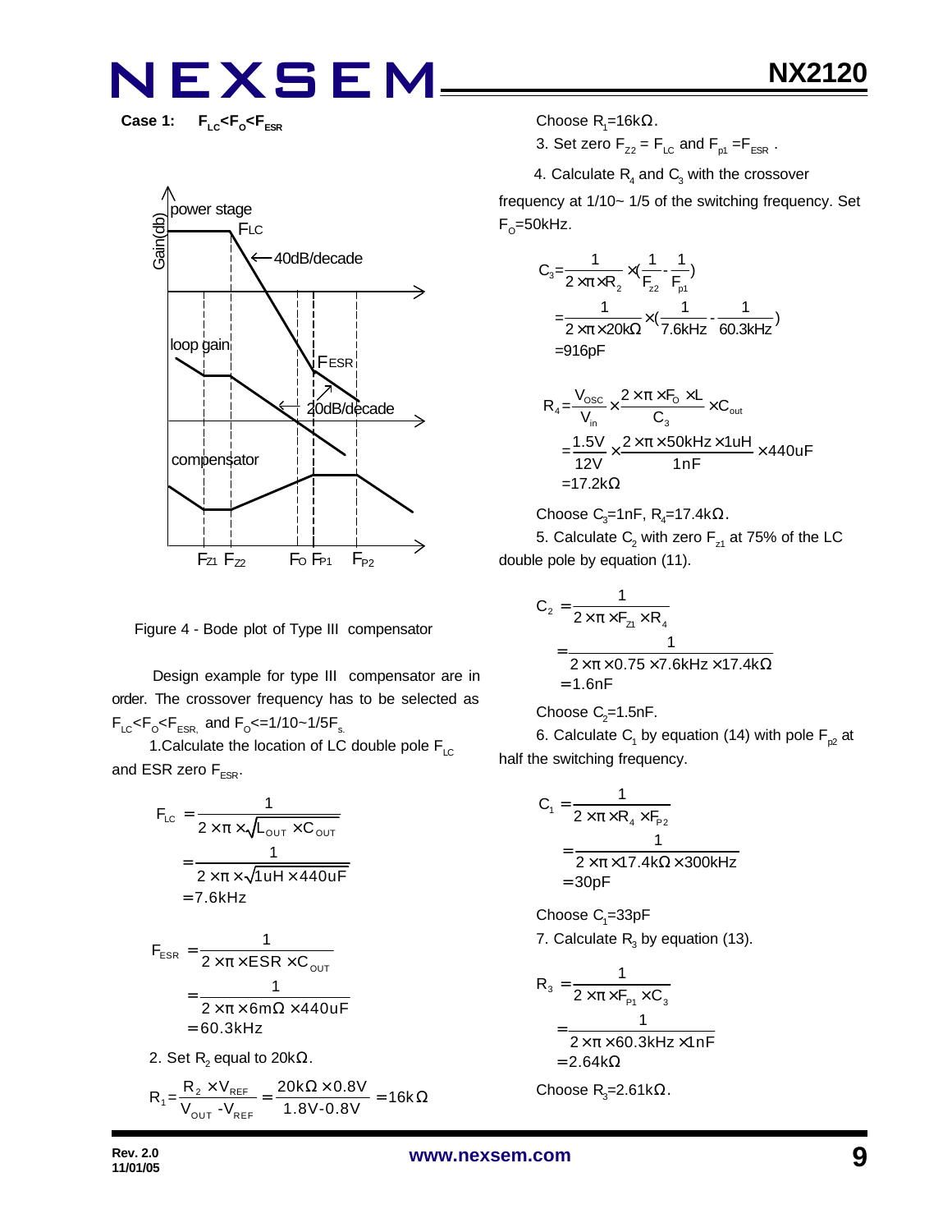**Case 1: $F_{LC}<F_O<F_{ESR}$**

Figure 4 - Bode plot of Type III compensator

Design example for type III compensator are in order. The crossover frequency has to be selected as $F_{LC}<F_O<F_{ESR}$, and $F_O<=1/10\sim1/5F_s$.

1.Calculate the location of LC double pole $F_{LC}$ and ESR zero $F_{ESR}$.

$$F_{LC}=\frac{1}{2\times\pi\times\sqrt{L_{OUT}\times C_{OUT}}}$$
$$=\frac{1}{2\times\pi\times\sqrt{1uH\times440uF}}$$
$$=7.6kHz$$

$$F_{ESR}=\frac{1}{2\times\pi\times ESR\times C_{OUT}}$$
$$=\frac{1}{2\times\pi\times6m\Omega\times440uF}$$
$$=60.3kHz$$

2. Set $R_2$ equal to 20kΩ.

$$R_1=\frac{R_2\times V_{REF}}{V_{OUT}-V_{REF}}=\frac{20k\Omega\times0.8V}{1.8V-0.8V}=16k\Omega$$

Choose $R_1$=16kΩ.

3. Set zero $F_{Z2}=F_{LC}$ and $F_{p1}=F_{ESR}$.

4. Calculate $R_4$ and $C_3$ with the crossover frequency at 1/10~ 1/5 of the switching frequency. Set $F_O$=50kHz.

$$C_3=\frac{1}{2\times\pi\times R_2}\times(\frac{1}{F_{z2}}-\frac{1}{F_{p1}})$$
$$=\frac{1}{2\times\pi\times20k\Omega}\times(\frac{1}{7.6kHz}-\frac{1}{60.3kHz})$$
$$=916pF$$

$$R_4=\frac{V_{OSC}}{V_{in}}\times\frac{2\times\pi\times F_O\times L}{C_3}\times C_{out}$$
$$=\frac{1.5V}{12V}\times\frac{2\times\pi\times50kHz\times1uH}{1nF}\times440uF$$
$$=17.2k\Omega$$

Choose $C_3$=1nF, $R_4$=17.4kΩ.

5. Calculate $C_2$ with zero $F_{z1}$ at 75% of the LC double pole by equation (11).

$$C_2=\frac{1}{2\times\pi\times F_{z1}\times R_4}$$
$$=\frac{1}{2\times\pi\times0.75\times7.6kHz\times17.4k\Omega}$$
$$=1.6nF$$

Choose $C_2$=1.5nF.

6. Calculate $C_1$ by equation (14) with pole $F_{p2}$ at half the switching frequency.

$$C_1=\frac{1}{2\times\pi\times R_4\times F_{P2}}$$
$$=\frac{1}{2\times\pi\times17.4k\Omega\times300kHz}$$
$$=30pF$$

Choose $C_1$=33pF

7. Calculate $R_3$ by equation (13).

$$R_3=\frac{1}{2\times\pi\times F_{P1}\times C_3}$$
$$=\frac{1}{2\times\pi\times60.3kHz\times1nF}$$
$$=2.64k\Omega$$

Choose $R_3$=2.61kΩ.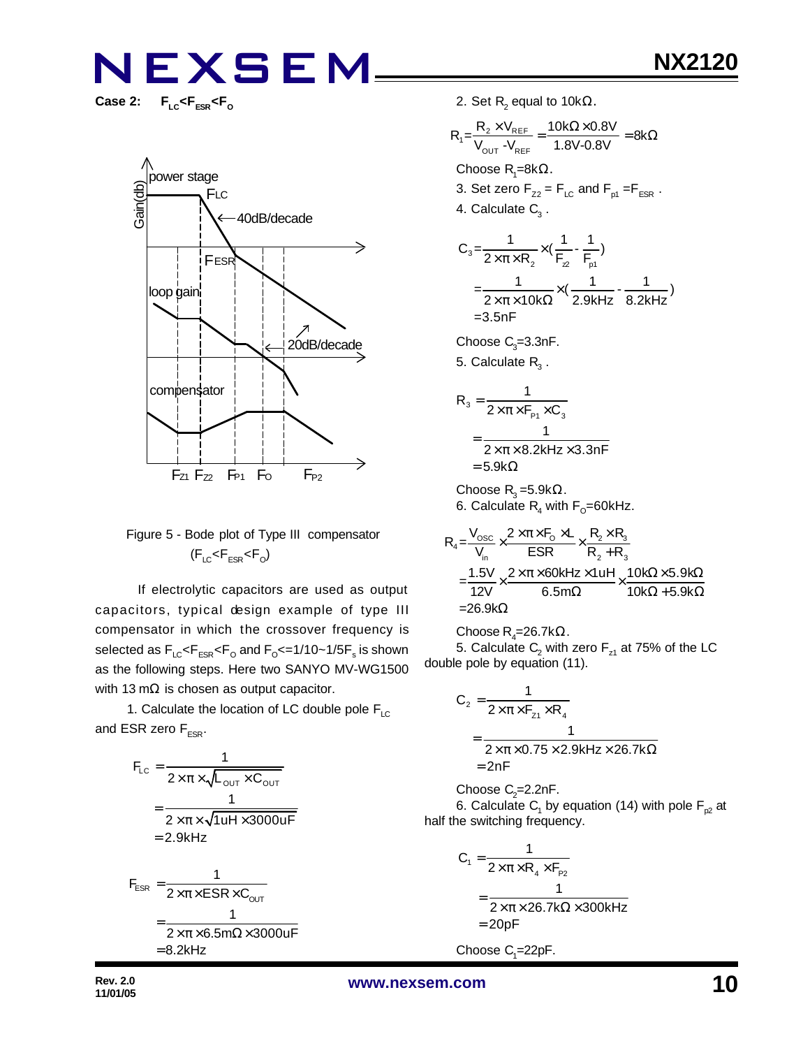**Case 2:** $F_{LC}<F_{ESR}<F_O$

Figure 5 - Bode plot of Type III compensator ($F_{LC}<F_{ESR}<F_O$)

If electrolytic capacitors are used as output capacitors, typical design example of type III compensator in which the crossover frequency is selected as $F_{LC}<F_{ESR}<F_O$ and $F_O$<=1/10~1/5$F_s$ is shown as the following steps. Here two SANYO MV-WG1500 with 13 mΩ is chosen as output capacitor.

1. Calculate the location of LC double pole $F_{LC}$ and ESR zero $F_{ESR}$.

$$F_{LC}=\frac{1}{2\times\pi\times\sqrt{L_{OUT}\times C_{OUT}}}$$
$$=\frac{1}{2\times\pi\times\sqrt{1uH\times 3000uF}}$$
$$=2.9kHz$$

$$F_{ESR}=\frac{1}{2\times\pi\times ESR\times C_{OUT}}$$
$$=\frac{1}{2\times\pi\times 6.5m\Omega\times 3000uF}$$
$$=8.2kHz$$

2. Set $R_2$ equal to 10kΩ.

$$R_1=\frac{R_2\times V_{REF}}{V_{OUT}-V_{REF}}=\frac{10k\Omega\times 0.8V}{1.8V-0.8V}=8k\Omega$$

Choose $R_1$=8kΩ.

3. Set zero $F_{Z2}=F_{LC}$ and $F_{p1}=F_{ESR}$.

4. Calculate $C_3$.

$$C_3=\frac{1}{2\times\pi\times R_2}\times\left(\frac{1}{F_{z2}}-\frac{1}{F_{p1}}\right)$$
$$=\frac{1}{2\times\pi\times 10k\Omega}\times\left(\frac{1}{2.9kHz}-\frac{1}{8.2kHz}\right)$$
$$=3.5nF$$

Choose $C_3$=3.3nF.

5. Calculate $R_3$.

$$R_3=\frac{1}{2\times\pi\times F_{P1}\times C_3}$$
$$=\frac{1}{2\times\pi\times 8.2kHz\times 3.3nF}$$
$$=5.9k\Omega$$

Choose $R_3$=5.9kΩ.

6. Calculate $R_4$ with $F_O$=60kHz.

$$R_4=\frac{V_{OSC}}{V_{in}}\times\frac{2\times\pi\times F_O\times L}{ESR}\times\frac{R_2\times R_3}{R_2+R_3}$$
$$=\frac{1.5V}{12V}\times\frac{2\times\pi\times 60kHz\times 1uH}{6.5m\Omega}\times\frac{10k\Omega\times 5.9k\Omega}{10k\Omega+5.9k\Omega}$$
$$=26.9k\Omega$$

Choose $R_4$=26.7kΩ.

5. Calculate $C_2$ with zero $F_{z1}$ at 75% of the LC double pole by equation (11).

$$C_2=\frac{1}{2\times\pi\times F_{z1}\times R_4}$$
$$=\frac{1}{2\times\pi\times 0.75\times 2.9kHz\times 26.7k\Omega}$$
$$=2nF$$

Choose $C_2$=2.2nF.

6. Calculate $C_1$ by equation (14) with pole $F_{p2}$ at half the switching frequency.

$$C_1=\frac{1}{2\times\pi\times R_4\times F_{P2}}$$
$$=\frac{1}{2\times\pi\times 26.7k\Omega\times 300kHz}$$
$$=20pF$$

Choose $C_1$=22pF.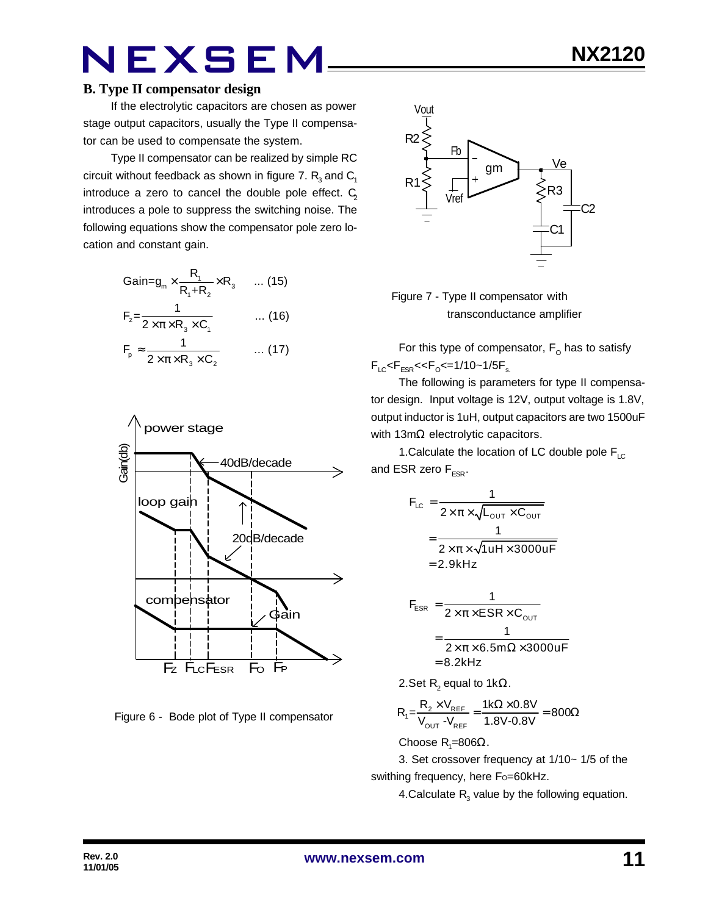## B. Type II compensator design

If the electrolytic capacitors are chosen as power stage output capacitors, usually the Type II compensator can be used to compensate the system.

Type II compensator can be realized by simple RC circuit without feedback as shown in figure 7. $R_3$ and $C_1$ introduce a zero to cancel the double pole effect. $C_2$ introduces a pole to suppress the switching noise. The following equations show the compensator pole zero location and constant gain.

$$\text{Gain}=g_m \times \frac{R_1}{R_1+R_2} \times R_3 \quad ...\ (15)$$

$$F_z=\frac{1}{2 \times \pi \times R_3 \times C_1} \quad ...\ (16)$$

$$F_p \approx \frac{1}{2 \times \pi \times R_3 \times C_2} \quad ...\ (17)$$

Figure 6 - Bode plot of Type II compensator

Figure 7 - Type II compensator with transconductance amplifier

For this type of compensator, $F_O$ has to satisfy $F_{LC}<F_{ESR}<<F_O<=1/10\sim1/5F_s$.

The following is parameters for type II compensator design. Input voltage is 12V, output voltage is 1.8V, output inductor is 1uH, output capacitors are two 1500uF with 13mΩ electrolytic capacitors.

1.Calculate the location of LC double pole $F_{LC}$ and ESR zero $F_{ESR}$.

$$F_{LC}=\frac{1}{2 \times \pi \times \sqrt{L_{OUT} \times C_{OUT}}} = \frac{1}{2 \times \pi \times \sqrt{1uH \times 3000uF}} = 2.9kHz$$

$$F_{ESR}=\frac{1}{2 \times \pi \times ESR \times C_{OUT}} = \frac{1}{2 \times \pi \times 6.5m\Omega \times 3000uF} = 8.2kHz$$

2.Set $R_2$ equal to 1kΩ.

$$R_1=\frac{R_2 \times V_{REF}}{V_{OUT}-V_{REF}}=\frac{1k\Omega \times 0.8V}{1.8V-0.8V}=800\Omega$$

Choose $R_1$=806Ω.

3. Set crossover frequency at 1/10~ 1/5 of the swithing frequency, here $F_O$=60kHz.

4.Calculate $R_3$ value by the following equation.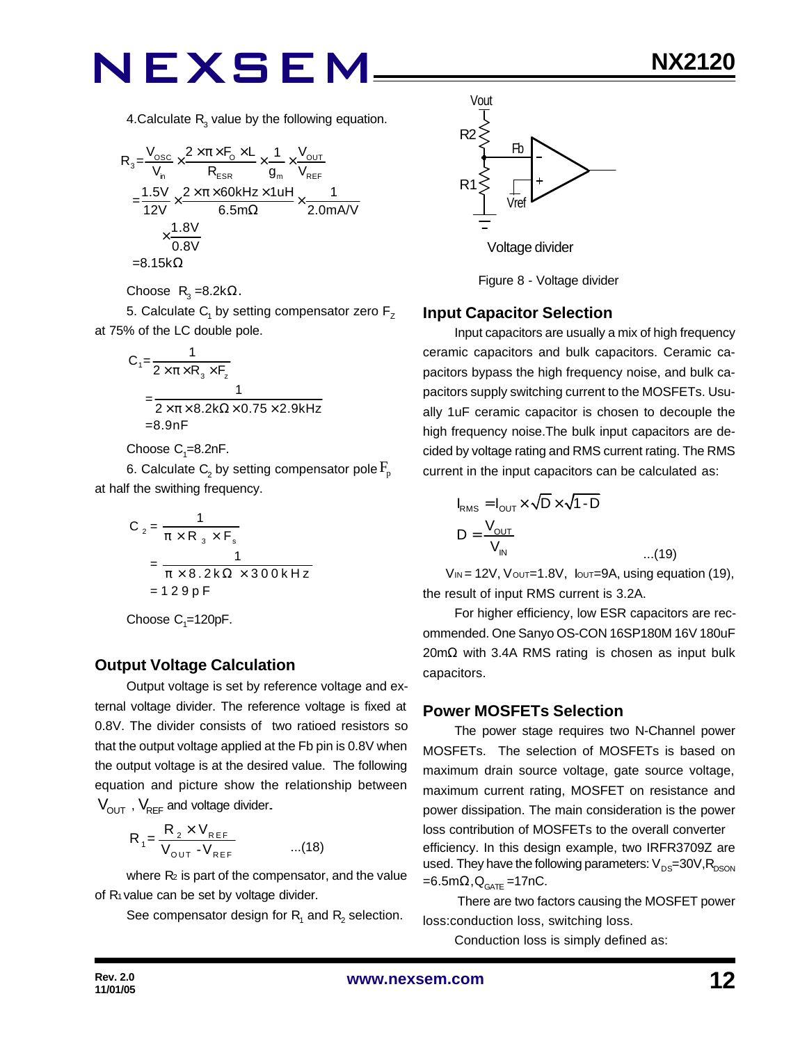4.Calculate $R_3$ value by the following equation.

$$R_3 = \frac{V_{OSC}}{V_{in}} \times \frac{2 \times \pi \times F_O \times L}{R_{ESR}} \times \frac{1}{g_m} \times \frac{V_{OUT}}{V_{REF}}$$

$$= \frac{1.5V}{12V} \times \frac{2 \times \pi \times 60kHz \times 1uH}{6.5m\Omega} \times \frac{1}{2.0mA/V} \times \frac{1.8V}{0.8V}$$

$$= 8.15k\Omega$$

Choose $R_3$ =8.2kΩ.

5. Calculate $C_1$ by setting compensator zero $F_Z$ at 75% of the LC double pole.

$$C_1 = \frac{1}{2 \times \pi \times R_3 \times F_z}$$

$$= \frac{1}{2 \times \pi \times 8.2k\Omega \times 0.75 \times 2.9kHz}$$

$$= 8.9nF$$

Choose $C_1$=8.2nF.

6. Calculate $C_2$ by setting compensator pole $F_p$ at half the swithing frequency.

$$C_2 = \frac{1}{\pi \times R_3 \times F_s}$$

$$= \frac{1}{\pi \times 8.2k\Omega \times 300kHz}$$

$$= 129pF$$

Choose $C_1$=120pF.

## Output Voltage Calculation

Output voltage is set by reference voltage and external voltage divider. The reference voltage is fixed at 0.8V. The divider consists of two ratioed resistors so that the output voltage applied at the Fb pin is 0.8V when the output voltage is at the desired value. The following equation and picture show the relationship between $V_{OUT}$ , $V_{REF}$ and voltage divider.

$$R_1 = \frac{R_2 \times V_{REF}}{V_{OUT} - V_{REF}} \qquad ...(18)$$

where $R_2$ is part of the compensator, and the value of $R_1$ value can be set by voltage divider.

See compensator design for $R_1$ and $R_2$ selection.

Figure 8 - Voltage divider

## Input Capacitor Selection

Input capacitors are usually a mix of high frequency ceramic capacitors and bulk capacitors. Ceramic capacitors bypass the high frequency noise, and bulk capacitors supply switching current to the MOSFETs. Usually 1uF ceramic capacitor is chosen to decouple the high frequency noise.The bulk input capacitors are decided by voltage rating and RMS current rating. The RMS current in the input capacitors can be calculated as:

$$I_{RMS} = I_{OUT} \times \sqrt{D} \times \sqrt{1-D}$$

$$D = \frac{V_{OUT}}{V_{IN}} \qquad ...(19)$$

$V_{IN}$ = 12V, $V_{OUT}$=1.8V, $I_{OUT}$=9A, using equation (19), the result of input RMS current is 3.2A.

For higher efficiency, low ESR capacitors are recommended. One Sanyo OS-CON 16SP180M 16V 180uF 20mΩ with 3.4A RMS rating is chosen as input bulk capacitors.

## Power MOSFETs Selection

The power stage requires two N-Channel power MOSFETs. The selection of MOSFETs is based on maximum drain source voltage, gate source voltage, maximum current rating, MOSFET on resistance and power dissipation. The main consideration is the power loss contribution of MOSFETs to the overall converter efficiency. In this design example, two IRFR3709Z are used. They have the following parameters: $V_{DS}$=30V, $R_{DSON}$ =6.5mΩ, $Q_{GATE}$ =17nC.

There are two factors causing the MOSFET power loss:conduction loss, switching loss.

Conduction loss is simply defined as: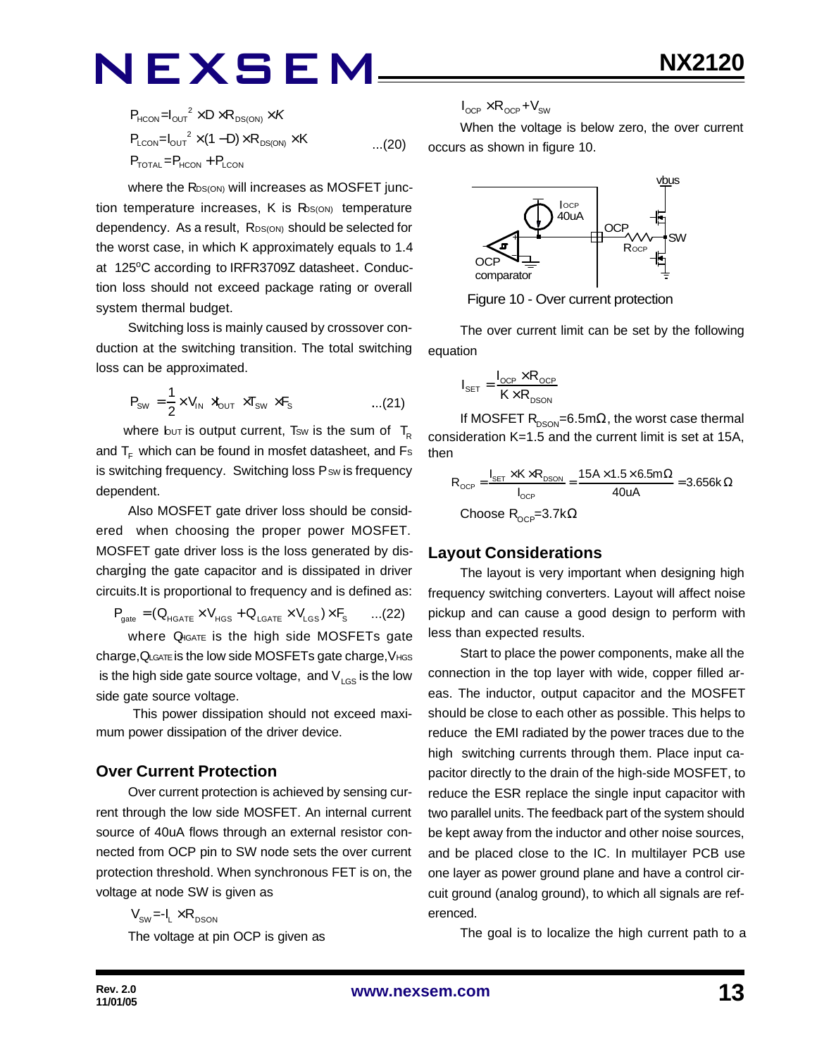$$P_{HCON} = I_{OUT}^2 \times D \times R_{DS(ON)} \times K$$
$$P_{LCON} = I_{OUT}^2 \times (1 - D) \times R_{DS(ON)} \times K \qquad ...(20)$$
$$P_{TOTAL} = P_{HCON} + P_{LCON}$$

where the $R_{DS(ON)}$ will increases as MOSFET junction temperature increases, K is $R_{DS(ON)}$ temperature dependency. As a result, $R_{DS(ON)}$ should be selected for the worst case, in which K approximately equals to 1.4 at 125°C according to IRFR3709Z datasheet. Conduction loss should not exceed package rating or overall system thermal budget.

Switching loss is mainly caused by crossover conduction at the switching transition. The total switching loss can be approximated.

$$P_{SW} = \frac{1}{2} \times V_{IN} \times I_{OUT} \times T_{SW} \times F_S \qquad ...(21)$$

where $I_{OUT}$ is output current, $T_{SW}$ is the sum of $T_R$ and $T_F$ which can be found in mosfet datasheet, and $F_S$ is switching frequency. Switching loss $P_{SW}$ is frequency dependent.

Also MOSFET gate driver loss should be considered when choosing the proper power MOSFET. MOSFET gate driver loss is the loss generated by discharging the gate capacitor and is dissipated in driver circuits.It is proportional to frequency and is defined as:

$$P_{gate} = (Q_{HGATE} \times V_{HGS} + Q_{LGATE} \times V_{LGS}) \times F_S \qquad ...(22)$$

where $Q_{HGATE}$ is the high side MOSFETs gate charge, $Q_{LGATE}$ is the low side MOSFETs gate charge, $V_{HGS}$ is the high side gate source voltage, and $V_{LGS}$ is the low side gate source voltage.

This power dissipation should not exceed maximum power dissipation of the driver device.

## Over Current Protection

Over current protection is achieved by sensing current through the low side MOSFET. An internal current source of 40uA flows through an external resistor connected from OCP pin to SW node sets the over current protection threshold. When synchronous FET is on, the voltage at node SW is given as

$$V_{SW} = -I_L \times R_{DSON}$$

The voltage at pin OCP is given as

$$I_{OCP} \times R_{OCP} + V_{SW}$$

When the voltage is below zero, the over current occurs as shown in figure 10.

Figure 10 - Over current protection

The over current limit can be set by the following equation

$$I_{SET} = \frac{I_{OCP} \times R_{OCP}}{K \times R_{DSON}}$$

If MOSFET $R_{DSON}$=6.5mΩ, the worst case thermal consideration K=1.5 and the current limit is set at 15A, then

$$R_{OCP} = \frac{I_{SET} \times K \times R_{DSON}}{I_{OCP}} = \frac{15A \times 1.5 \times 6.5m\Omega}{40uA} = 3.656k\Omega$$

Choose $R_{OCP}$=3.7kΩ

## Layout Considerations

The layout is very important when designing high frequency switching converters. Layout will affect noise pickup and can cause a good design to perform with less than expected results.

Start to place the power components, make all the connection in the top layer with wide, copper filled areas. The inductor, output capacitor and the MOSFET should be close to each other as possible. This helps to reduce the EMI radiated by the power traces due to the high switching currents through them. Place input capacitor directly to the drain of the high-side MOSFET, to reduce the ESR replace the single input capacitor with two parallel units. The feedback part of the system should be kept away from the inductor and other noise sources, and be placed close to the IC. In multilayer PCB use one layer as power ground plane and have a control circuit ground (analog ground), to which all signals are referenced.

The goal is to localize the high current path to a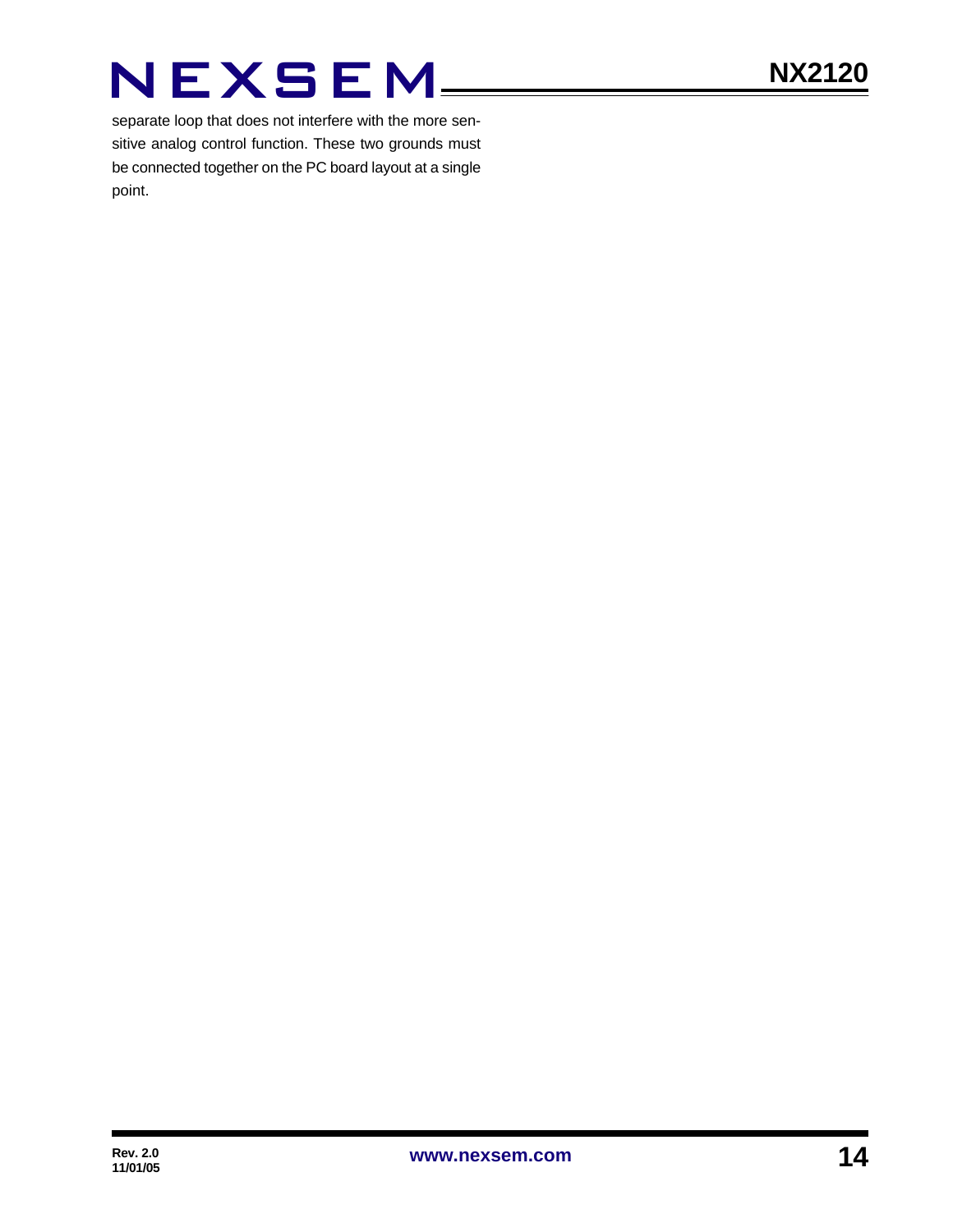separate loop that does not interfere with the more sensitive analog control function. These two grounds must be connected together on the PC board layout at a single point.